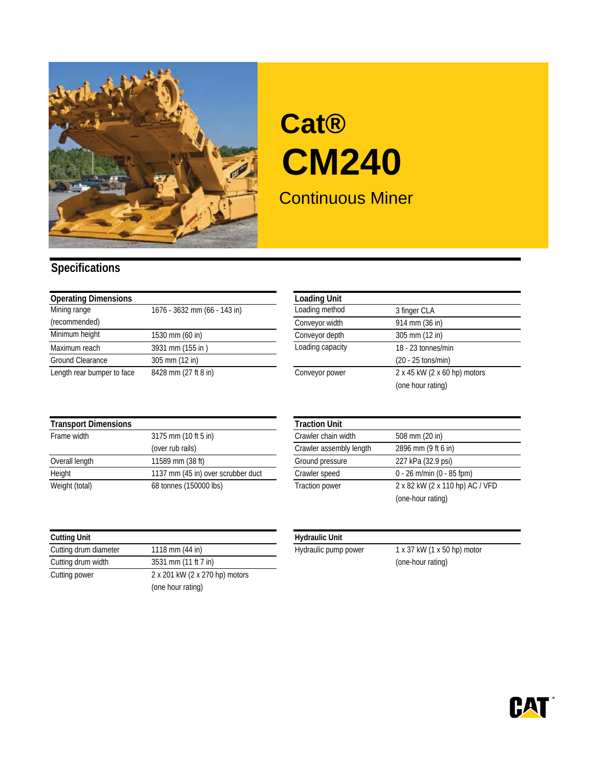# Cat® CM240

## Continuous Miner

## Specifications

| Operating Dimensions | |
|---|---|
| Mining range (recommended) | 1676 - 3632 mm (66 - 143 in) |
| Minimum height | 1530 mm (60 in) |
| Maximum reach | 3931 mm (155 in ) |
| Ground Clearance | 305 mm (12 in) |
| Length rear bumper to face | 8428 mm (27 ft 8 in) |

| Loading Unit | |
|---|---|
| Loading method | 3 finger CLA |
| Conveyor width | 914 mm (36 in) |
| Conveyor depth | 305 mm (12 in) |
| Loading capacity | 18 - 23 tonnes/min (20 - 25 tons/min) |
| Conveyor power | 2 x 45 kW (2 x 60 hp) motors (one hour rating) |

| Transport Dimensions | |
|---|---|
| Frame width | 3175 mm (10 ft 5 in) (over rub rails) |
| Overall length | 11589 mm (38 ft) |
| Height | 1137 mm (45 in) over scrubber duct |
| Weight (total) | 68 tonnes (150000 lbs) |

| Traction Unit | |
|---|---|
| Crawler chain width | 508 mm (20 in) |
| Crawler assembly length | 2896 mm (9 ft 6 in) |
| Ground pressure | 227 kPa (32.9 psi) |
| Crawler speed | 0 - 26 m/min (0 - 85 fpm) |
| Traction power | 2 x 82 kW (2 x 110 hp) AC / VFD (one-hour rating) |

| Cutting Unit | |
|---|---|
| Cutting drum diameter | 1118 mm (44 in) |
| Cutting drum width | 3531 mm (11 ft 7 in) |
| Cutting power | 2 x 201 kW (2 x 270 hp) motors (one hour rating) |

| Hydraulic Unit | |
|---|---|
| Hydraulic pump power | 1 x 37 kW (1 x 50 hp) motor (one-hour rating) |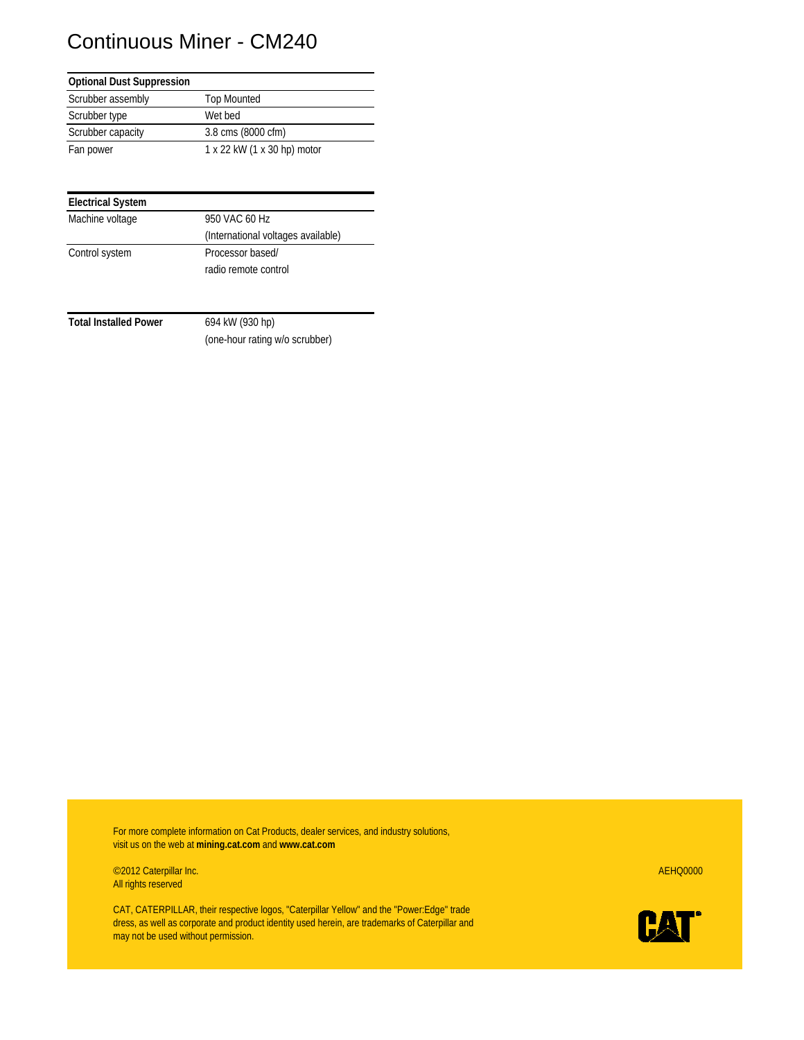# Continuous Miner - CM240

| Optional Dust Suppression | |
|---|---|
| Scrubber assembly | Top Mounted |
| Scrubber type | Wet bed |
| Scrubber capacity | 3.8 cms (8000 cfm) |
| Fan power | 1 x 22 kW (1 x 30 hp) motor |

| Electrical System | |
|---|---|
| Machine voltage | 950 VAC 60 Hz (International voltages available) |
| Control system | Processor based/ radio remote control |

| **Total Installed Power** | 694 kW (930 hp) (one-hour rating w/o scrubber) |
|---|---|

For more complete information on Cat Products, dealer services, and industry solutions, visit us on the web at **mining.cat.com** and **www.cat.com**

©2012 Caterpillar Inc.
All rights reserved

AEHQ0000

CAT, CATERPILLAR, their respective logos, "Caterpillar Yellow" and the "Power:Edge" trade dress, as well as corporate and product identity used herein, are trademarks of Caterpillar and may not be used without permission.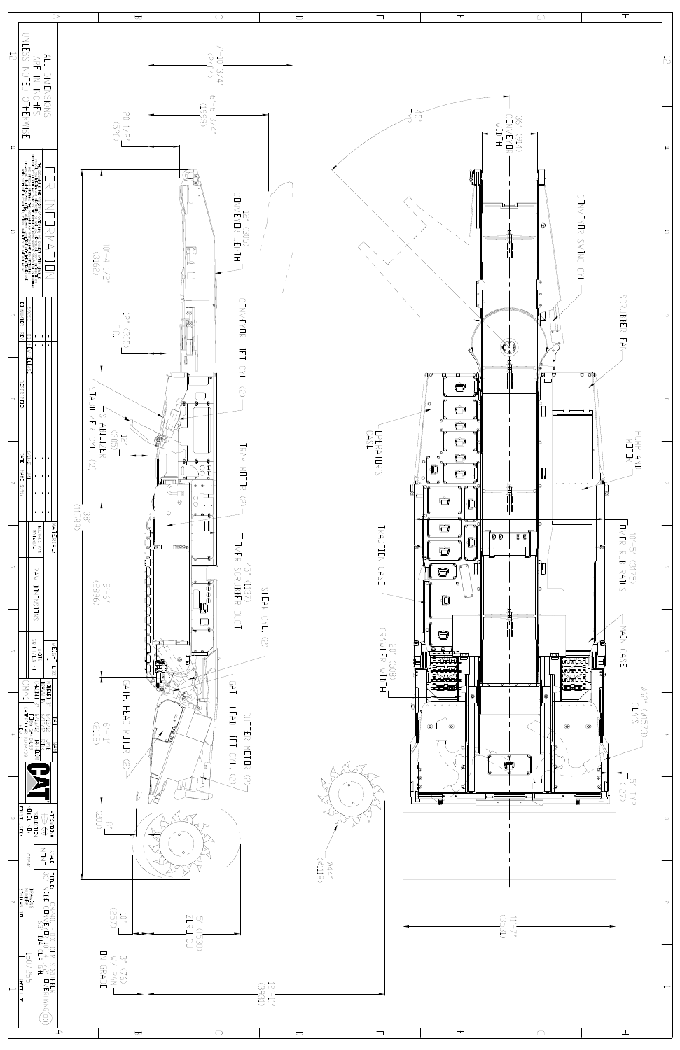ALL DIMENSIONS ARE IN INCHES UNLESS NOTED OTHERWISE

FOR INFORMATION

7'-10 3/4" (2404)

6'-6 3/4" (1998)

20 1/2" (520)

12" (305) CONVEYOR DEPTH

CONVEYOR LIFT CYL. (2)

10'-4 1/2" (3162)

12" (305)

STABILIZER CYL. (2)

STABILIZER

12" (305)

TRAM MOTOR (2)

38' (11589)

45" (1137) OVER SCRUBBER DUCT

SHEAR CYL. (2)

9'-6" (2896)

CATH. HEAD MOTOR (2)

CATH. HEAD LIFT CYL. (2)

CUTTER MOTOR (2)

6'-11" (2108)

8" (200)

10" (257)

5" (130) ZERO CUT

3" (76) W/ PAN ON GRADE

12'-10" (3910)

45° TYP

36" (914) CONVEYOR WIDTH

CONVEYOR SWING CYL.

SCRUBBER FAN

OPERATOR'S CAB

PUMP AND MOTOR

10'-5" (3175) OVER RUB RAILS

TRACTION CASE

MAIN CASE

20" (508) CRAWLER WIDTH

⌀62" (1573) CLAWS

5" TYP (127)

⌀44" (1118)

11'-7" (3531)

CAT

TITLE: 36" WIDE CONVEYOR